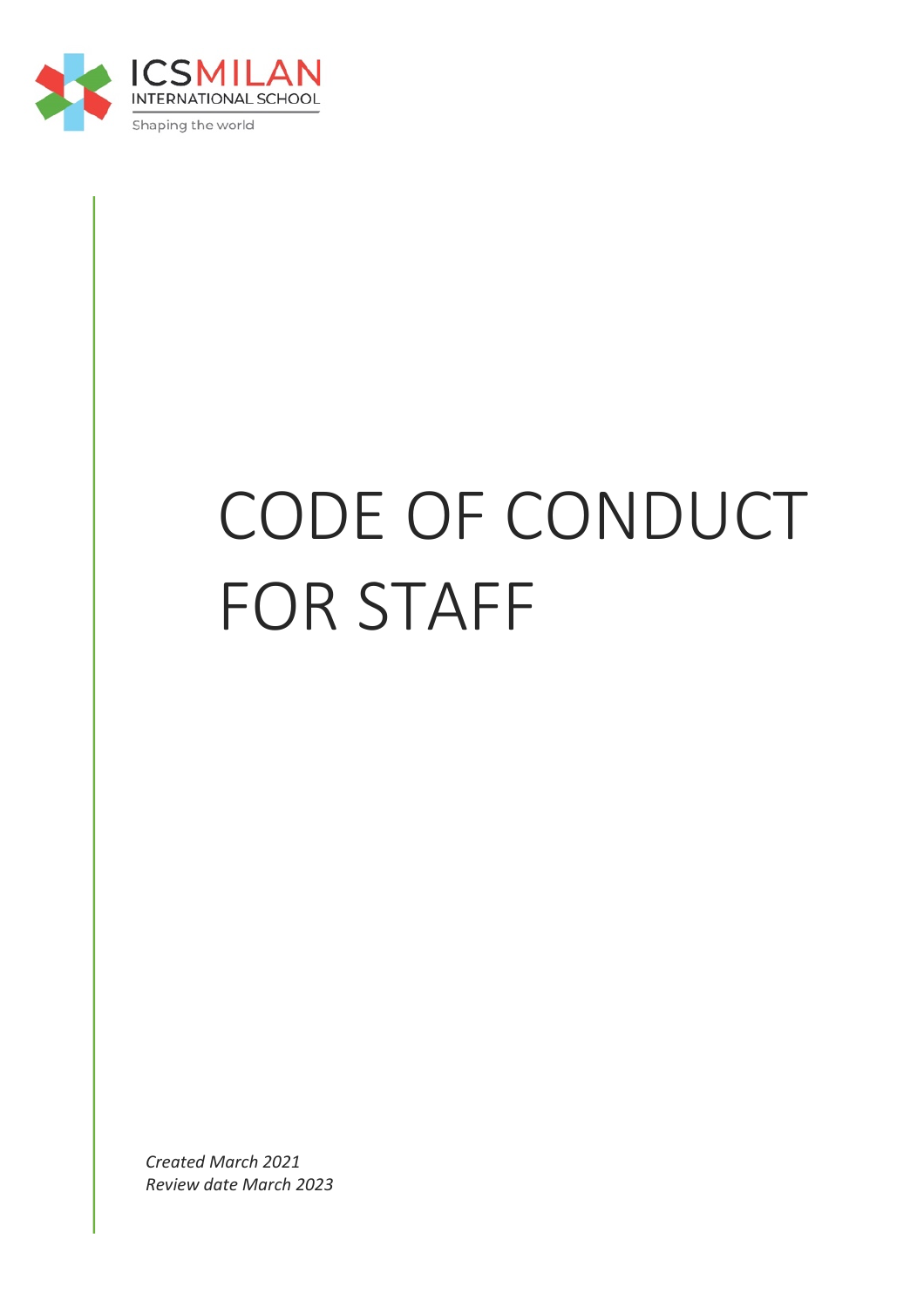ICSMILAN
INTERNATIONAL SCHOOL
Shaping the world

# CODE OF CONDUCT FOR STAFF

*Created March 2021*
*Review date March 2023*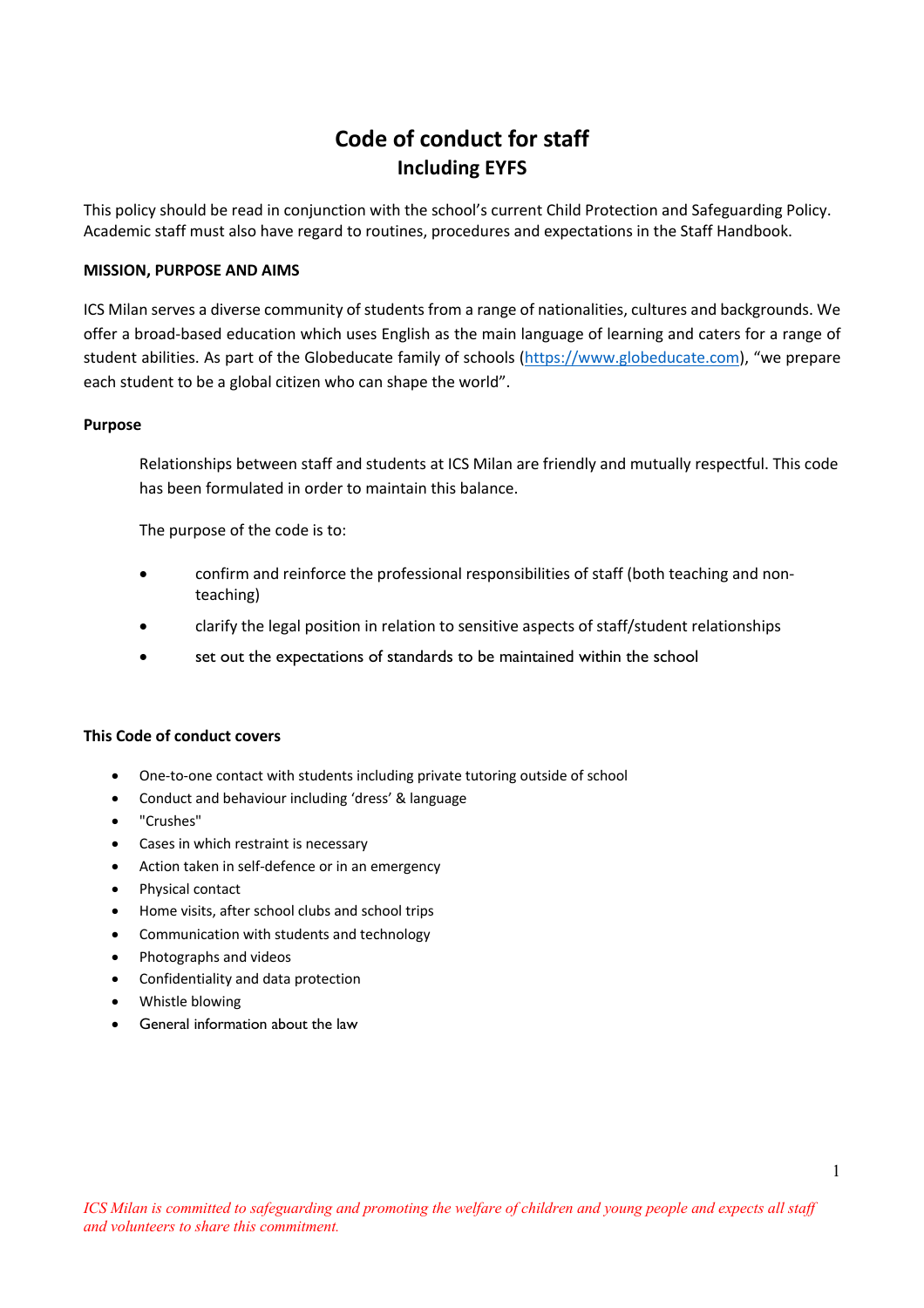# Code of conduct for staff

## Including EYFS

This policy should be read in conjunction with the school's current Child Protection and Safeguarding Policy. Academic staff must also have regard to routines, procedures and expectations in the Staff Handbook.

**MISSION, PURPOSE AND AIMS**

ICS Milan serves a diverse community of students from a range of nationalities, cultures and backgrounds. We offer a broad-based education which uses English as the main language of learning and caters for a range of student abilities. As part of the Globeducate family of schools (https://www.globeducate.com), "we prepare each student to be a global citizen who can shape the world".

**Purpose**

Relationships between staff and students at ICS Milan are friendly and mutually respectful. This code has been formulated in order to maintain this balance.

The purpose of the code is to:

- confirm and reinforce the professional responsibilities of staff (both teaching and non-teaching)
- clarify the legal position in relation to sensitive aspects of staff/student relationships
- set out the expectations of standards to be maintained within the school

**This Code of conduct covers**

- One-to-one contact with students including private tutoring outside of school
- Conduct and behaviour including 'dress' & language
- "Crushes"
- Cases in which restraint is necessary
- Action taken in self-defence or in an emergency
- Physical contact
- Home visits, after school clubs and school trips
- Communication with students and technology
- Photographs and videos
- Confidentiality and data protection
- Whistle blowing
- General information about the law

*ICS Milan is committed to safeguarding and promoting the welfare of children and young people and expects all staff and volunteers to share this commitment.*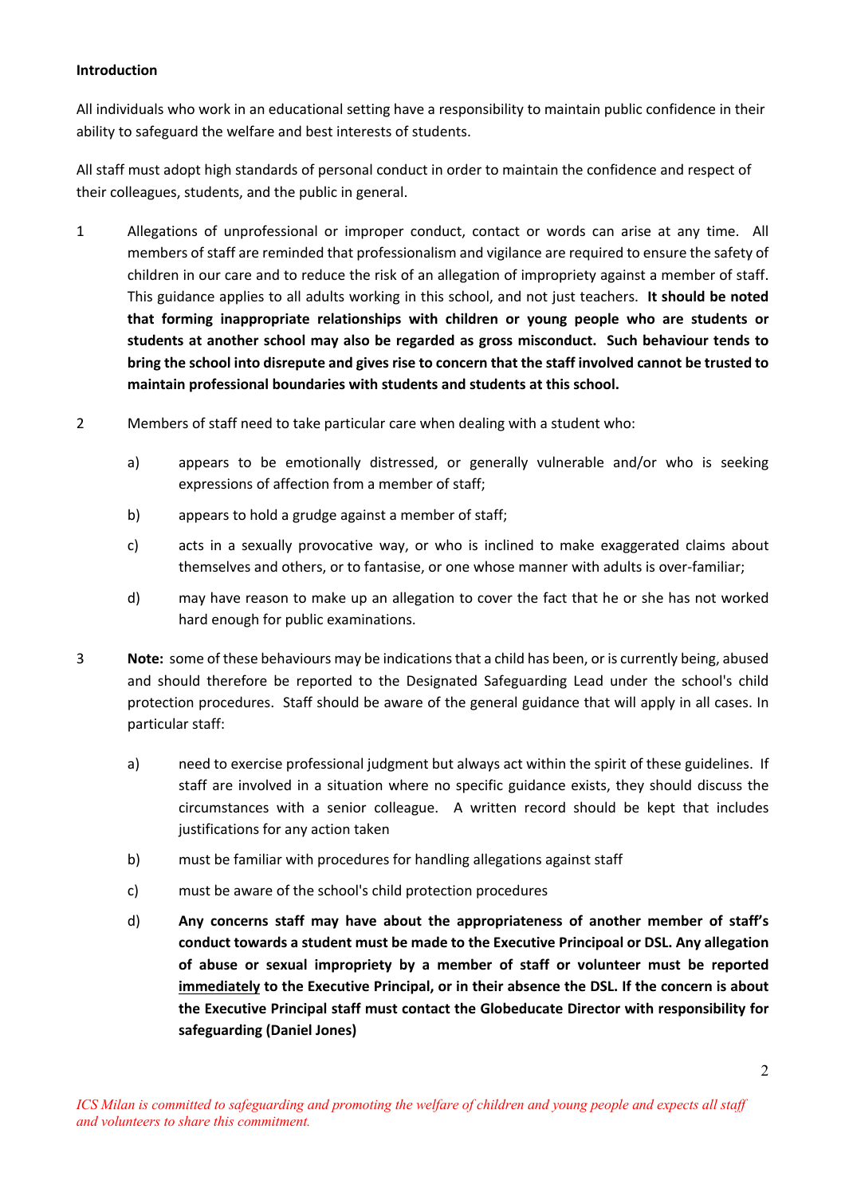**Introduction**

All individuals who work in an educational setting have a responsibility to maintain public confidence in their ability to safeguard the welfare and best interests of students.

All staff must adopt high standards of personal conduct in order to maintain the confidence and respect of their colleagues, students, and the public in general.

1 Allegations of unprofessional or improper conduct, contact or words can arise at any time. All members of staff are reminded that professionalism and vigilance are required to ensure the safety of children in our care and to reduce the risk of an allegation of impropriety against a member of staff. This guidance applies to all adults working in this school, and not just teachers. **It should be noted that forming inappropriate relationships with children or young people who are students or students at another school may also be regarded as gross misconduct. Such behaviour tends to bring the school into disrepute and gives rise to concern that the staff involved cannot be trusted to maintain professional boundaries with students and students at this school.**

2 Members of staff need to take particular care when dealing with a student who:

   a) appears to be emotionally distressed, or generally vulnerable and/or who is seeking expressions of affection from a member of staff;

   b) appears to hold a grudge against a member of staff;

   c) acts in a sexually provocative way, or who is inclined to make exaggerated claims about themselves and others, or to fantasise, or one whose manner with adults is over-familiar;

   d) may have reason to make up an allegation to cover the fact that he or she has not worked hard enough for public examinations.

3 **Note:** some of these behaviours may be indications that a child has been, or is currently being, abused and should therefore be reported to the Designated Safeguarding Lead under the school's child protection procedures. Staff should be aware of the general guidance that will apply in all cases. In particular staff:

   a) need to exercise professional judgment but always act within the spirit of these guidelines. If staff are involved in a situation where no specific guidance exists, they should discuss the circumstances with a senior colleague. A written record should be kept that includes justifications for any action taken

   b) must be familiar with procedures for handling allegations against staff

   c) must be aware of the school's child protection procedures

   d) **Any concerns staff may have about the appropriateness of another member of staff's conduct towards a student must be made to the Executive Principoal or DSL. Any allegation of abuse or sexual impropriety by a member of staff or volunteer must be reported <u>immediately</u> to the Executive Principal, or in their absence the DSL. If the concern is about the Executive Principal staff must contact the Globeducate Director with responsibility for safeguarding (Daniel Jones)**

*ICS Milan is committed to safeguarding and promoting the welfare of children and young people and expects all staff and volunteers to share this commitment.*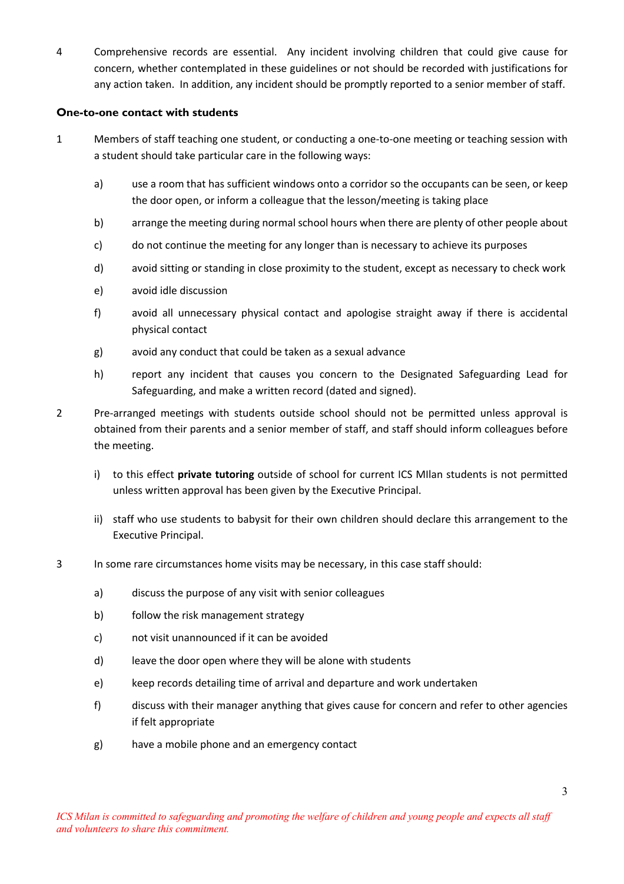4 Comprehensive records are essential. Any incident involving children that could give cause for concern, whether contemplated in these guidelines or not should be recorded with justifications for any action taken. In addition, any incident should be promptly reported to a senior member of staff.

**One-to-one contact with students**

1 Members of staff teaching one student, or conducting a one-to-one meeting or teaching session with a student should take particular care in the following ways:

   a) use a room that has sufficient windows onto a corridor so the occupants can be seen, or keep the door open, or inform a colleague that the lesson/meeting is taking place

   b) arrange the meeting during normal school hours when there are plenty of other people about

   c) do not continue the meeting for any longer than is necessary to achieve its purposes

   d) avoid sitting or standing in close proximity to the student, except as necessary to check work

   e) avoid idle discussion

   f) avoid all unnecessary physical contact and apologise straight away if there is accidental physical contact

   g) avoid any conduct that could be taken as a sexual advance

   h) report any incident that causes you concern to the Designated Safeguarding Lead for Safeguarding, and make a written record (dated and signed).

2 Pre-arranged meetings with students outside school should not be permitted unless approval is obtained from their parents and a senior member of staff, and staff should inform colleagues before the meeting.

   i) to this effect **private tutoring** outside of school for current ICS MIlan students is not permitted unless written approval has been given by the Executive Principal.

   ii) staff who use students to babysit for their own children should declare this arrangement to the Executive Principal.

3 In some rare circumstances home visits may be necessary, in this case staff should:

   a) discuss the purpose of any visit with senior colleagues

   b) follow the risk management strategy

   c) not visit unannounced if it can be avoided

   d) leave the door open where they will be alone with students

   e) keep records detailing time of arrival and departure and work undertaken

   f) discuss with their manager anything that gives cause for concern and refer to other agencies if felt appropriate

   g) have a mobile phone and an emergency contact

*ICS Milan is committed to safeguarding and promoting the welfare of children and young people and expects all staff and volunteers to share this commitment.*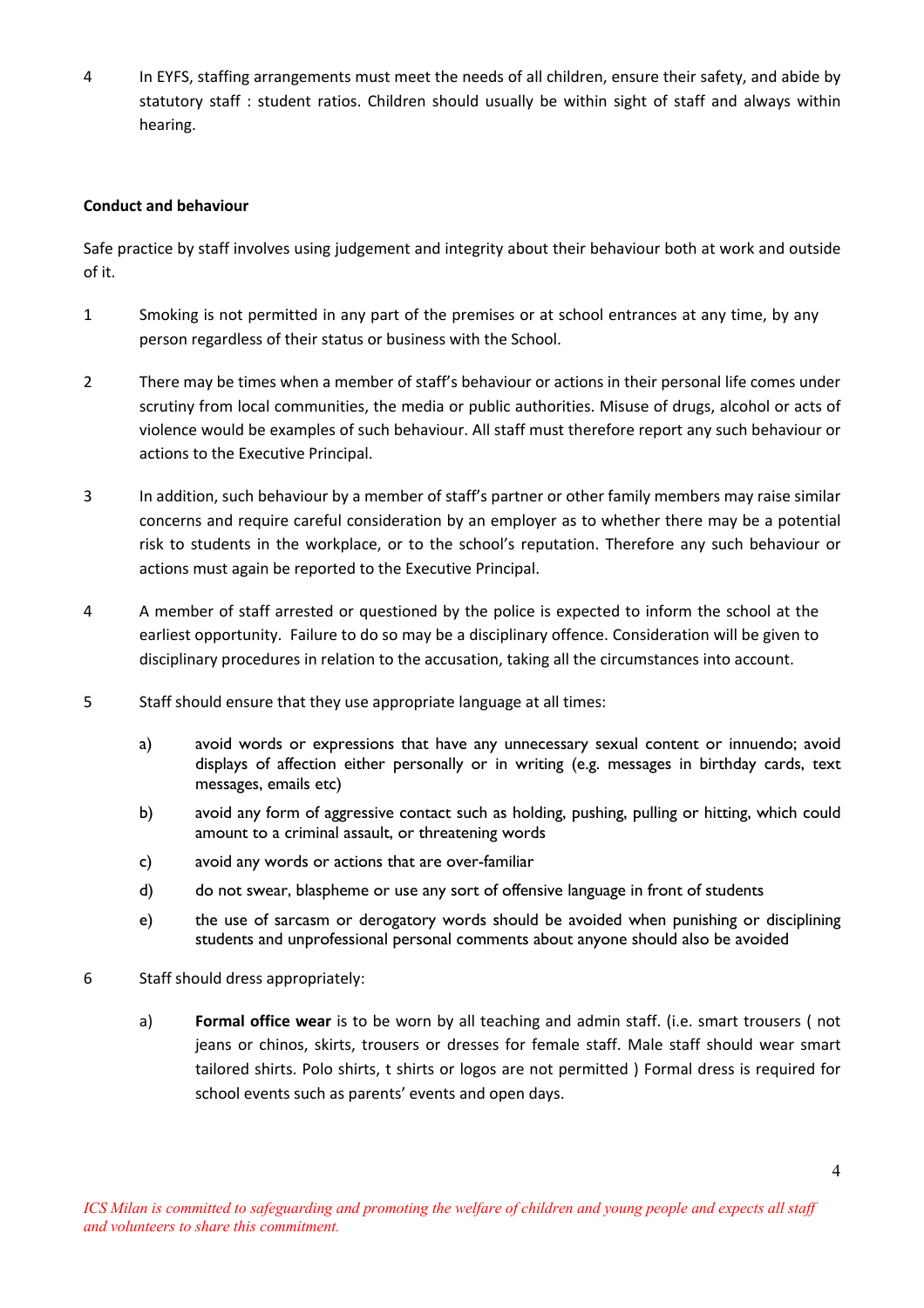4 In EYFS, staffing arrangements must meet the needs of all children, ensure their safety, and abide by statutory staff : student ratios. Children should usually be within sight of staff and always within hearing.

**Conduct and behaviour**

Safe practice by staff involves using judgement and integrity about their behaviour both at work and outside of it.

1 Smoking is not permitted in any part of the premises or at school entrances at any time, by any person regardless of their status or business with the School.

2 There may be times when a member of staff's behaviour or actions in their personal life comes under scrutiny from local communities, the media or public authorities. Misuse of drugs, alcohol or acts of violence would be examples of such behaviour. All staff must therefore report any such behaviour or actions to the Executive Principal.

3 In addition, such behaviour by a member of staff's partner or other family members may raise similar concerns and require careful consideration by an employer as to whether there may be a potential risk to students in the workplace, or to the school's reputation. Therefore any such behaviour or actions must again be reported to the Executive Principal.

4 A member of staff arrested or questioned by the police is expected to inform the school at the earliest opportunity. Failure to do so may be a disciplinary offence. Consideration will be given to disciplinary procedures in relation to the accusation, taking all the circumstances into account.

5 Staff should ensure that they use appropriate language at all times:

a) avoid words or expressions that have any unnecessary sexual content or innuendo; avoid displays of affection either personally or in writing (e.g. messages in birthday cards, text messages, emails etc)

b) avoid any form of aggressive contact such as holding, pushing, pulling or hitting, which could amount to a criminal assault, or threatening words

c) avoid any words or actions that are over-familiar

d) do not swear, blaspheme or use any sort of offensive language in front of students

e) the use of sarcasm or derogatory words should be avoided when punishing or disciplining students and unprofessional personal comments about anyone should also be avoided

6 Staff should dress appropriately:

a) **Formal office wear** is to be worn by all teaching and admin staff. (i.e. smart trousers ( not jeans or chinos, skirts, trousers or dresses for female staff. Male staff should wear smart tailored shirts. Polo shirts, t shirts or logos are not permitted ) Formal dress is required for school events such as parents' events and open days.

*ICS Milan is committed to safeguarding and promoting the welfare of children and young people and expects all staff and volunteers to share this commitment.*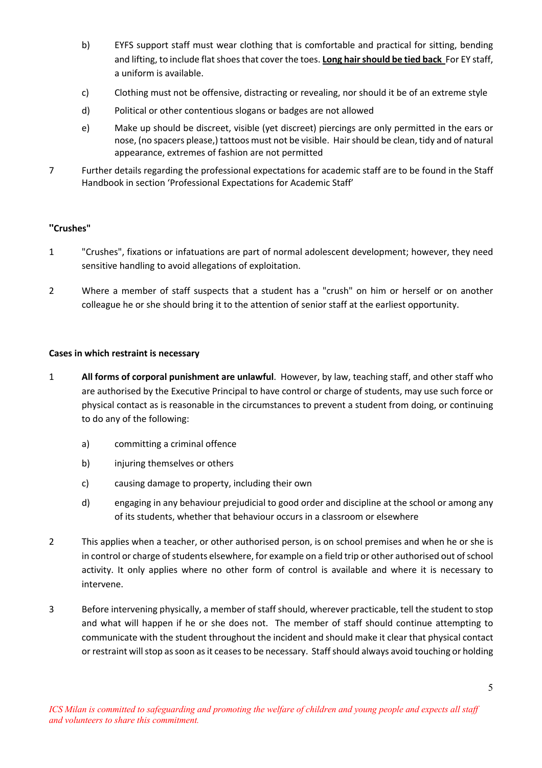b) EYFS support staff must wear clothing that is comfortable and practical for sitting, bending and lifting, to include flat shoes that cover the toes. **Long hair should be tied back** For EY staff, a uniform is available.

c) Clothing must not be offensive, distracting or revealing, nor should it be of an extreme style

d) Political or other contentious slogans or badges are not allowed

e) Make up should be discreet, visible (yet discreet) piercings are only permitted in the ears or nose, (no spacers please,) tattoos must not be visible. Hair should be clean, tidy and of natural appearance, extremes of fashion are not permitted

7 Further details regarding the professional expectations for academic staff are to be found in the Staff Handbook in section 'Professional Expectations for Academic Staff'

**"Crushes"**

1 "Crushes", fixations or infatuations are part of normal adolescent development; however, they need sensitive handling to avoid allegations of exploitation.

2 Where a member of staff suspects that a student has a "crush" on him or herself or on another colleague he or she should bring it to the attention of senior staff at the earliest opportunity.

**Cases in which restraint is necessary**

1 **All forms of corporal punishment are unlawful**. However, by law, teaching staff, and other staff who are authorised by the Executive Principal to have control or charge of students, may use such force or physical contact as is reasonable in the circumstances to prevent a student from doing, or continuing to do any of the following:

a) committing a criminal offence

b) injuring themselves or others

c) causing damage to property, including their own

d) engaging in any behaviour prejudicial to good order and discipline at the school or among any of its students, whether that behaviour occurs in a classroom or elsewhere

2 This applies when a teacher, or other authorised person, is on school premises and when he or she is in control or charge of students elsewhere, for example on a field trip or other authorised out of school activity. It only applies where no other form of control is available and where it is necessary to intervene.

3 Before intervening physically, a member of staff should, wherever practicable, tell the student to stop and what will happen if he or she does not. The member of staff should continue attempting to communicate with the student throughout the incident and should make it clear that physical contact or restraint will stop as soon as it ceases to be necessary. Staff should always avoid touching or holding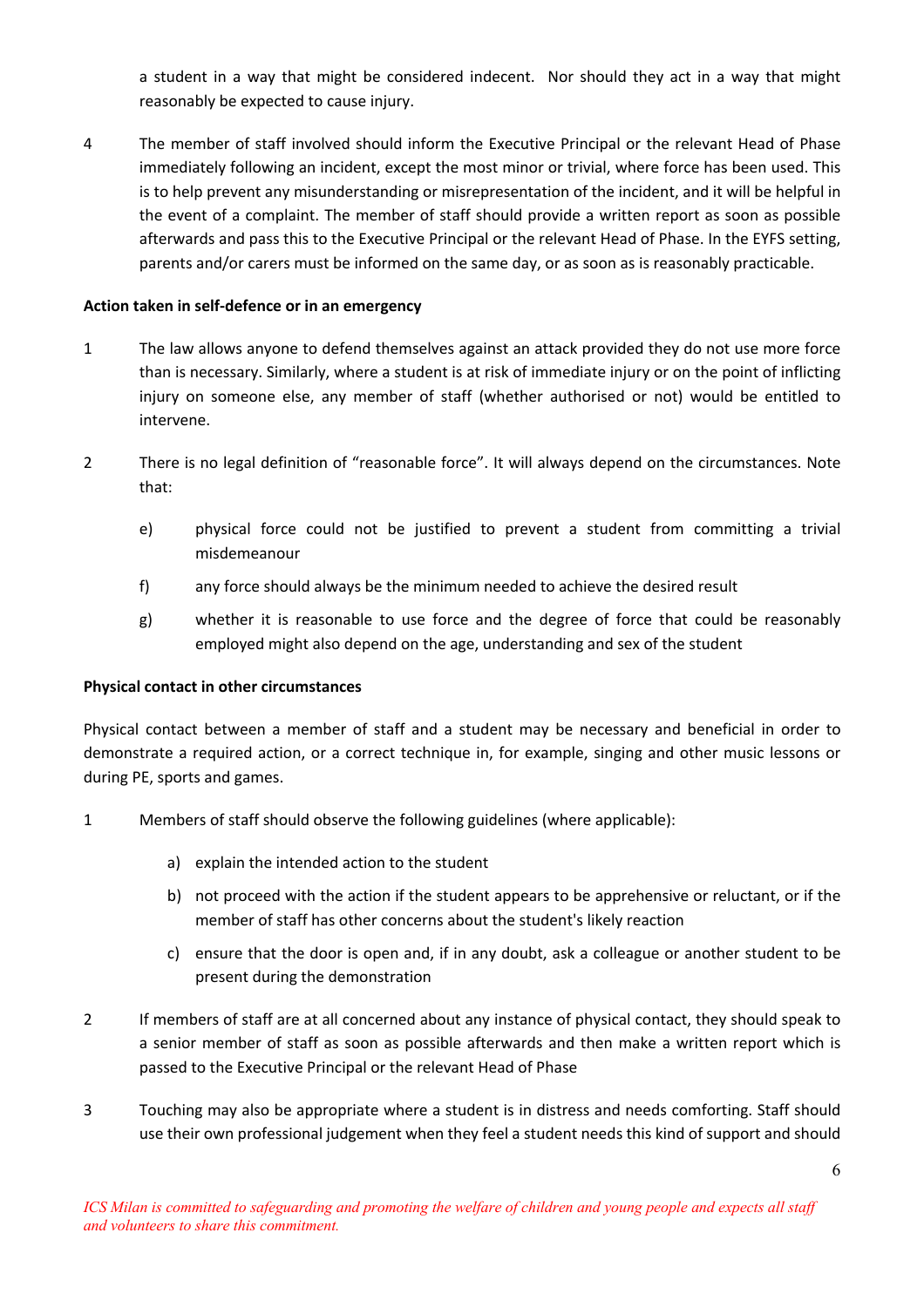a student in a way that might be considered indecent. Nor should they act in a way that might reasonably be expected to cause injury.

4 The member of staff involved should inform the Executive Principal or the relevant Head of Phase immediately following an incident, except the most minor or trivial, where force has been used. This is to help prevent any misunderstanding or misrepresentation of the incident, and it will be helpful in the event of a complaint. The member of staff should provide a written report as soon as possible afterwards and pass this to the Executive Principal or the relevant Head of Phase. In the EYFS setting, parents and/or carers must be informed on the same day, or as soon as is reasonably practicable.

**Action taken in self-defence or in an emergency**

1 The law allows anyone to defend themselves against an attack provided they do not use more force than is necessary. Similarly, where a student is at risk of immediate injury or on the point of inflicting injury on someone else, any member of staff (whether authorised or not) would be entitled to intervene.

2 There is no legal definition of "reasonable force". It will always depend on the circumstances. Note that:

   e) physical force could not be justified to prevent a student from committing a trivial misdemeanour

   f) any force should always be the minimum needed to achieve the desired result

   g) whether it is reasonable to use force and the degree of force that could be reasonably employed might also depend on the age, understanding and sex of the student

**Physical contact in other circumstances**

Physical contact between a member of staff and a student may be necessary and beneficial in order to demonstrate a required action, or a correct technique in, for example, singing and other music lessons or during PE, sports and games.

1 Members of staff should observe the following guidelines (where applicable):

   a) explain the intended action to the student

   b) not proceed with the action if the student appears to be apprehensive or reluctant, or if the member of staff has other concerns about the student's likely reaction

   c) ensure that the door is open and, if in any doubt, ask a colleague or another student to be present during the demonstration

2 If members of staff are at all concerned about any instance of physical contact, they should speak to a senior member of staff as soon as possible afterwards and then make a written report which is passed to the Executive Principal or the relevant Head of Phase

3 Touching may also be appropriate where a student is in distress and needs comforting. Staff should use their own professional judgement when they feel a student needs this kind of support and should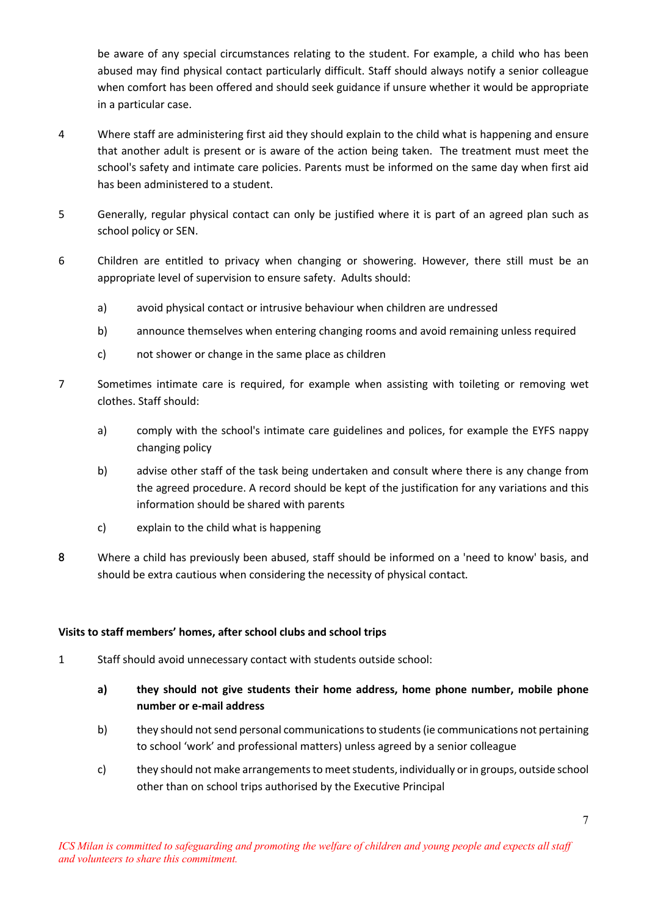be aware of any special circumstances relating to the student. For example, a child who has been abused may find physical contact particularly difficult. Staff should always notify a senior colleague when comfort has been offered and should seek guidance if unsure whether it would be appropriate in a particular case.

4 Where staff are administering first aid they should explain to the child what is happening and ensure that another adult is present or is aware of the action being taken. The treatment must meet the school's safety and intimate care policies. Parents must be informed on the same day when first aid has been administered to a student.

5 Generally, regular physical contact can only be justified where it is part of an agreed plan such as school policy or SEN.

6 Children are entitled to privacy when changing or showering. However, there still must be an appropriate level of supervision to ensure safety. Adults should:

   a) avoid physical contact or intrusive behaviour when children are undressed

   b) announce themselves when entering changing rooms and avoid remaining unless required

   c) not shower or change in the same place as children

7 Sometimes intimate care is required, for example when assisting with toileting or removing wet clothes. Staff should:

   a) comply with the school's intimate care guidelines and polices, for example the EYFS nappy changing policy

   b) advise other staff of the task being undertaken and consult where there is any change from the agreed procedure. A record should be kept of the justification for any variations and this information should be shared with parents

   c) explain to the child what is happening

8 Where a child has previously been abused, staff should be informed on a 'need to know' basis, and should be extra cautious when considering the necessity of physical contact.

**Visits to staff members' homes, after school clubs and school trips**

1 Staff should avoid unnecessary contact with students outside school:

   **a) they should not give students their home address, home phone number, mobile phone number or e-mail address**

   b) they should not send personal communications to students (ie communications not pertaining to school 'work' and professional matters) unless agreed by a senior colleague

   c) they should not make arrangements to meet students, individually or in groups, outside school other than on school trips authorised by the Executive Principal

*ICS Milan is committed to safeguarding and promoting the welfare of children and young people and expects all staff and volunteers to share this commitment.*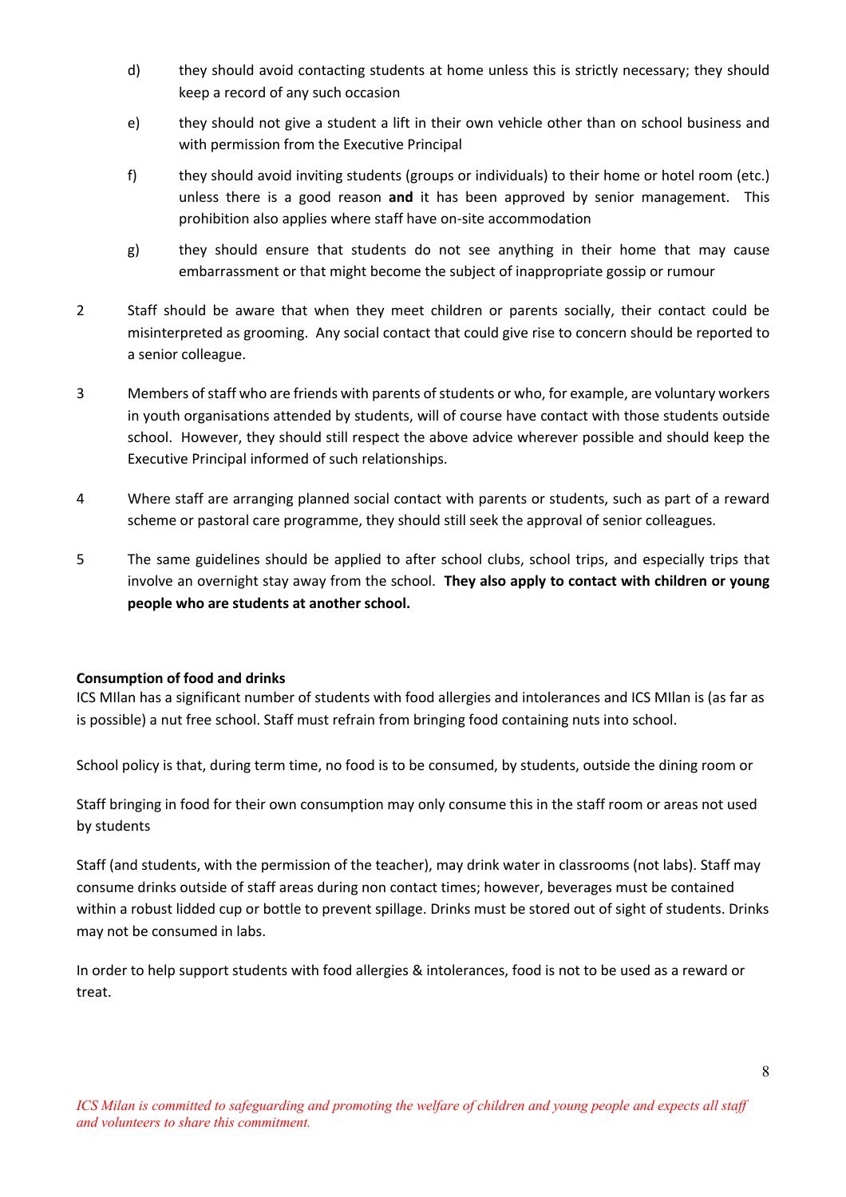d) they should avoid contacting students at home unless this is strictly necessary; they should keep a record of any such occasion

e) they should not give a student a lift in their own vehicle other than on school business and with permission from the Executive Principal

f) they should avoid inviting students (groups or individuals) to their home or hotel room (etc.) unless there is a good reason **and** it has been approved by senior management. This prohibition also applies where staff have on-site accommodation

g) they should ensure that students do not see anything in their home that may cause embarrassment or that might become the subject of inappropriate gossip or rumour

2 Staff should be aware that when they meet children or parents socially, their contact could be misinterpreted as grooming. Any social contact that could give rise to concern should be reported to a senior colleague.

3 Members of staff who are friends with parents of students or who, for example, are voluntary workers in youth organisations attended by students, will of course have contact with those students outside school. However, they should still respect the above advice wherever possible and should keep the Executive Principal informed of such relationships.

4 Where staff are arranging planned social contact with parents or students, such as part of a reward scheme or pastoral care programme, they should still seek the approval of senior colleagues.

5 The same guidelines should be applied to after school clubs, school trips, and especially trips that involve an overnight stay away from the school. **They also apply to contact with children or young people who are students at another school.**

**Consumption of food and drinks**

ICS MIlan has a significant number of students with food allergies and intolerances and ICS MIlan is (as far as is possible) a nut free school. Staff must refrain from bringing food containing nuts into school.

School policy is that, during term time, no food is to be consumed, by students, outside the dining room or

Staff bringing in food for their own consumption may only consume this in the staff room or areas not used by students

Staff (and students, with the permission of the teacher), may drink water in classrooms (not labs). Staff may consume drinks outside of staff areas during non contact times; however, beverages must be contained within a robust lidded cup or bottle to prevent spillage. Drinks must be stored out of sight of students. Drinks may not be consumed in labs.

In order to help support students with food allergies & intolerances, food is not to be used as a reward or treat.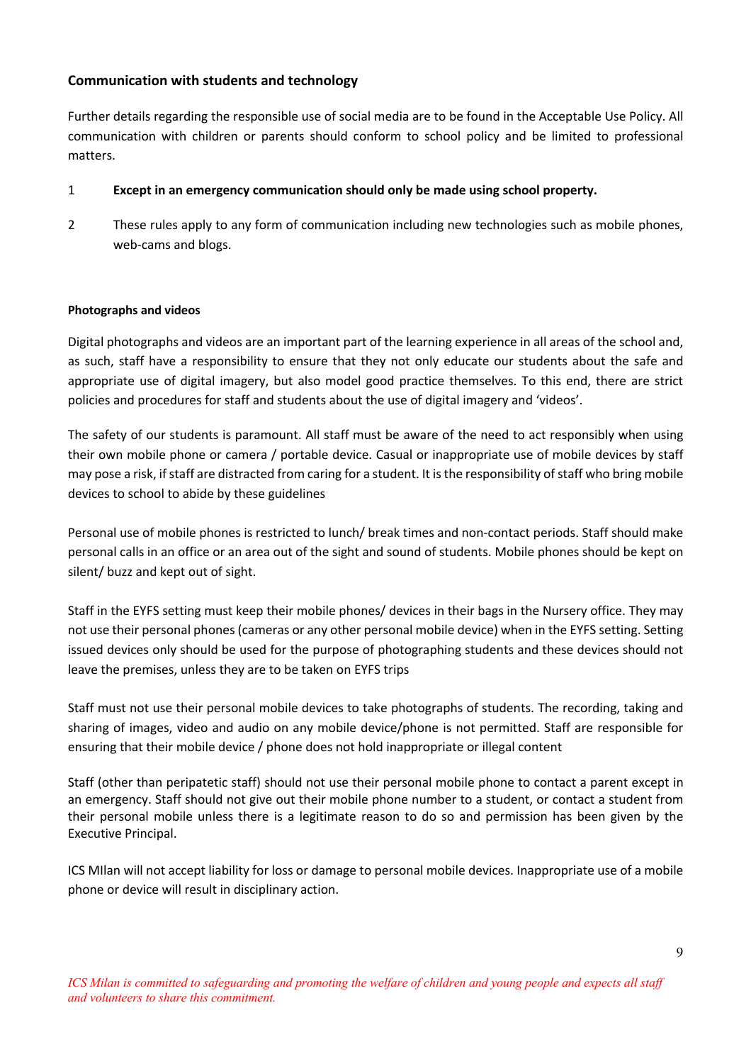### Communication with students and technology

Further details regarding the responsible use of social media are to be found in the Acceptable Use Policy. All communication with children or parents should conform to school policy and be limited to professional matters.

1. **Except in an emergency communication should only be made using school property.**
2. These rules apply to any form of communication including new technologies such as mobile phones, web-cams and blogs.

#### Photographs and videos

Digital photographs and videos are an important part of the learning experience in all areas of the school and, as such, staff have a responsibility to ensure that they not only educate our students about the safe and appropriate use of digital imagery, but also model good practice themselves. To this end, there are strict policies and procedures for staff and students about the use of digital imagery and 'videos'.

The safety of our students is paramount. All staff must be aware of the need to act responsibly when using their own mobile phone or camera / portable device. Casual or inappropriate use of mobile devices by staff may pose a risk, if staff are distracted from caring for a student. It is the responsibility of staff who bring mobile devices to school to abide by these guidelines

Personal use of mobile phones is restricted to lunch/ break times and non-contact periods. Staff should make personal calls in an office or an area out of the sight and sound of students. Mobile phones should be kept on silent/ buzz and kept out of sight.

Staff in the EYFS setting must keep their mobile phones/ devices in their bags in the Nursery office. They may not use their personal phones (cameras or any other personal mobile device) when in the EYFS setting. Setting issued devices only should be used for the purpose of photographing students and these devices should not leave the premises, unless they are to be taken on EYFS trips

Staff must not use their personal mobile devices to take photographs of students. The recording, taking and sharing of images, video and audio on any mobile device/phone is not permitted. Staff are responsible for ensuring that their mobile device / phone does not hold inappropriate or illegal content

Staff (other than peripatetic staff) should not use their personal mobile phone to contact a parent except in an emergency. Staff should not give out their mobile phone number to a student, or contact a student from their personal mobile unless there is a legitimate reason to do so and permission has been given by the Executive Principal.

ICS MIlan will not accept liability for loss or damage to personal mobile devices. Inappropriate use of a mobile phone or device will result in disciplinary action.

*ICS Milan is committed to safeguarding and promoting the welfare of children and young people and expects all staff and volunteers to share this commitment.*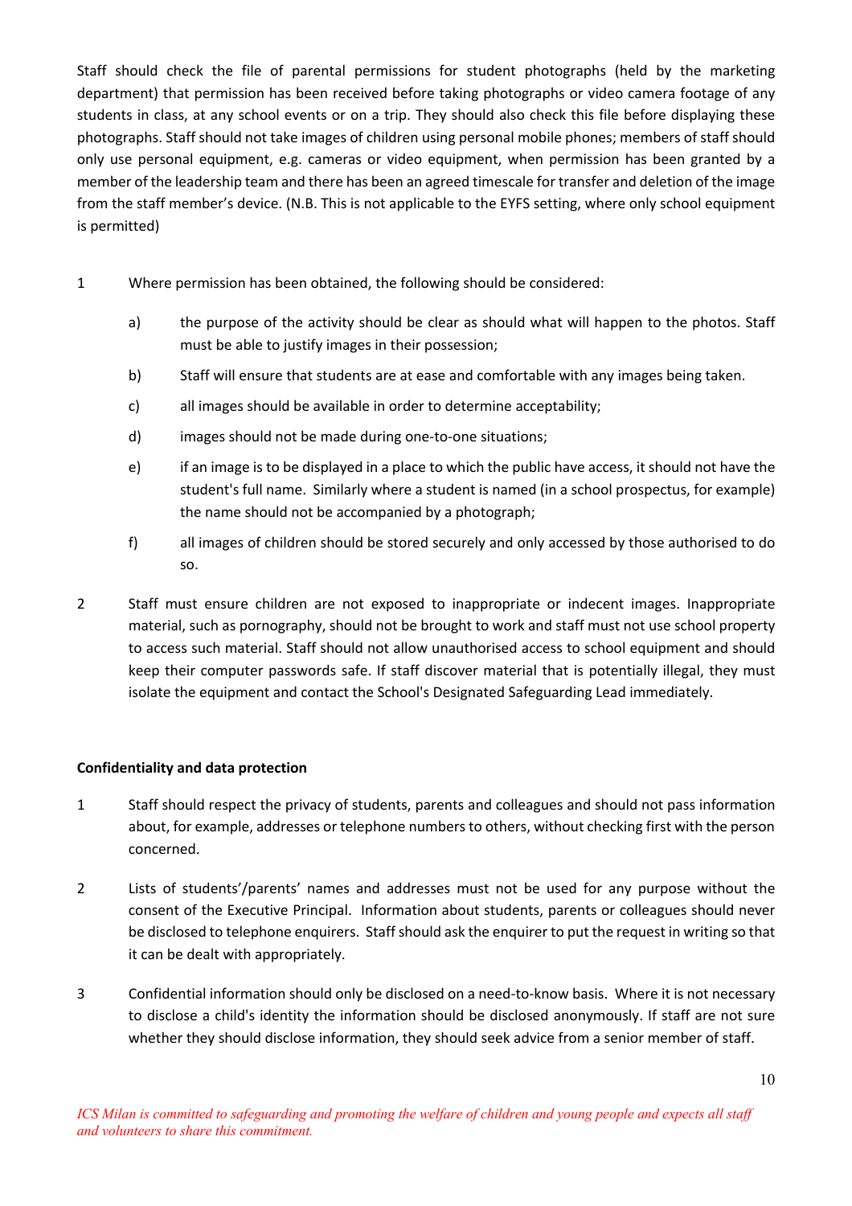Staff should check the file of parental permissions for student photographs (held by the marketing department) that permission has been received before taking photographs or video camera footage of any students in class, at any school events or on a trip. They should also check this file before displaying these photographs. Staff should not take images of children using personal mobile phones; members of staff should only use personal equipment, e.g. cameras or video equipment, when permission has been granted by a member of the leadership team and there has been an agreed timescale for transfer and deletion of the image from the staff member's device. (N.B. This is not applicable to the EYFS setting, where only school equipment is permitted)

1. Where permission has been obtained, the following should be considered:

   a) the purpose of the activity should be clear as should what will happen to the photos. Staff must be able to justify images in their possession;

   b) Staff will ensure that students are at ease and comfortable with any images being taken.

   c) all images should be available in order to determine acceptability;

   d) images should not be made during one-to-one situations;

   e) if an image is to be displayed in a place to which the public have access, it should not have the student's full name. Similarly where a student is named (in a school prospectus, for example) the name should not be accompanied by a photograph;

   f) all images of children should be stored securely and only accessed by those authorised to do so.

2. Staff must ensure children are not exposed to inappropriate or indecent images. Inappropriate material, such as pornography, should not be brought to work and staff must not use school property to access such material. Staff should not allow unauthorised access to school equipment and should keep their computer passwords safe. If staff discover material that is potentially illegal, they must isolate the equipment and contact the School's Designated Safeguarding Lead immediately.

**Confidentiality and data protection**

1. Staff should respect the privacy of students, parents and colleagues and should not pass information about, for example, addresses or telephone numbers to others, without checking first with the person concerned.

2. Lists of students'/parents' names and addresses must not be used for any purpose without the consent of the Executive Principal. Information about students, parents or colleagues should never be disclosed to telephone enquirers. Staff should ask the enquirer to put the request in writing so that it can be dealt with appropriately.

3. Confidential information should only be disclosed on a need-to-know basis. Where it is not necessary to disclose a child's identity the information should be disclosed anonymously. If staff are not sure whether they should disclose information, they should seek advice from a senior member of staff.

*ICS Milan is committed to safeguarding and promoting the welfare of children and young people and expects all staff and volunteers to share this commitment.*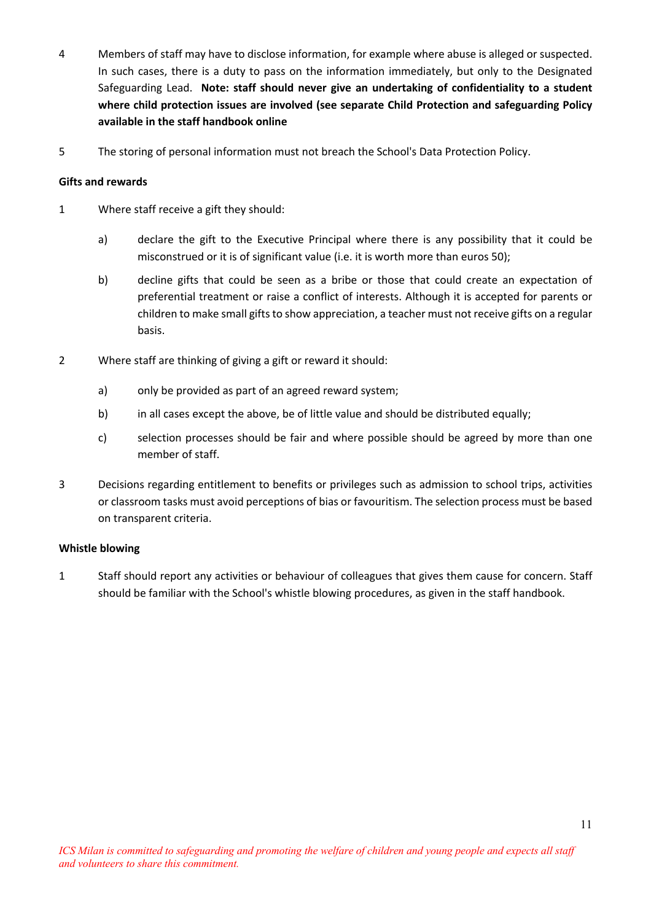4 Members of staff may have to disclose information, for example where abuse is alleged or suspected. In such cases, there is a duty to pass on the information immediately, but only to the Designated Safeguarding Lead. **Note: staff should never give an undertaking of confidentiality to a student where child protection issues are involved (see separate Child Protection and safeguarding Policy available in the staff handbook online**

5 The storing of personal information must not breach the School's Data Protection Policy.

**Gifts and rewards**

1 Where staff receive a gift they should:

a) declare the gift to the Executive Principal where there is any possibility that it could be misconstrued or it is of significant value (i.e. it is worth more than euros 50);

b) decline gifts that could be seen as a bribe or those that could create an expectation of preferential treatment or raise a conflict of interests. Although it is accepted for parents or children to make small gifts to show appreciation, a teacher must not receive gifts on a regular basis.

2 Where staff are thinking of giving a gift or reward it should:

a) only be provided as part of an agreed reward system;

b) in all cases except the above, be of little value and should be distributed equally;

c) selection processes should be fair and where possible should be agreed by more than one member of staff.

3 Decisions regarding entitlement to benefits or privileges such as admission to school trips, activities or classroom tasks must avoid perceptions of bias or favouritism. The selection process must be based on transparent criteria.

**Whistle blowing**

1 Staff should report any activities or behaviour of colleagues that gives them cause for concern. Staff should be familiar with the School's whistle blowing procedures, as given in the staff handbook.